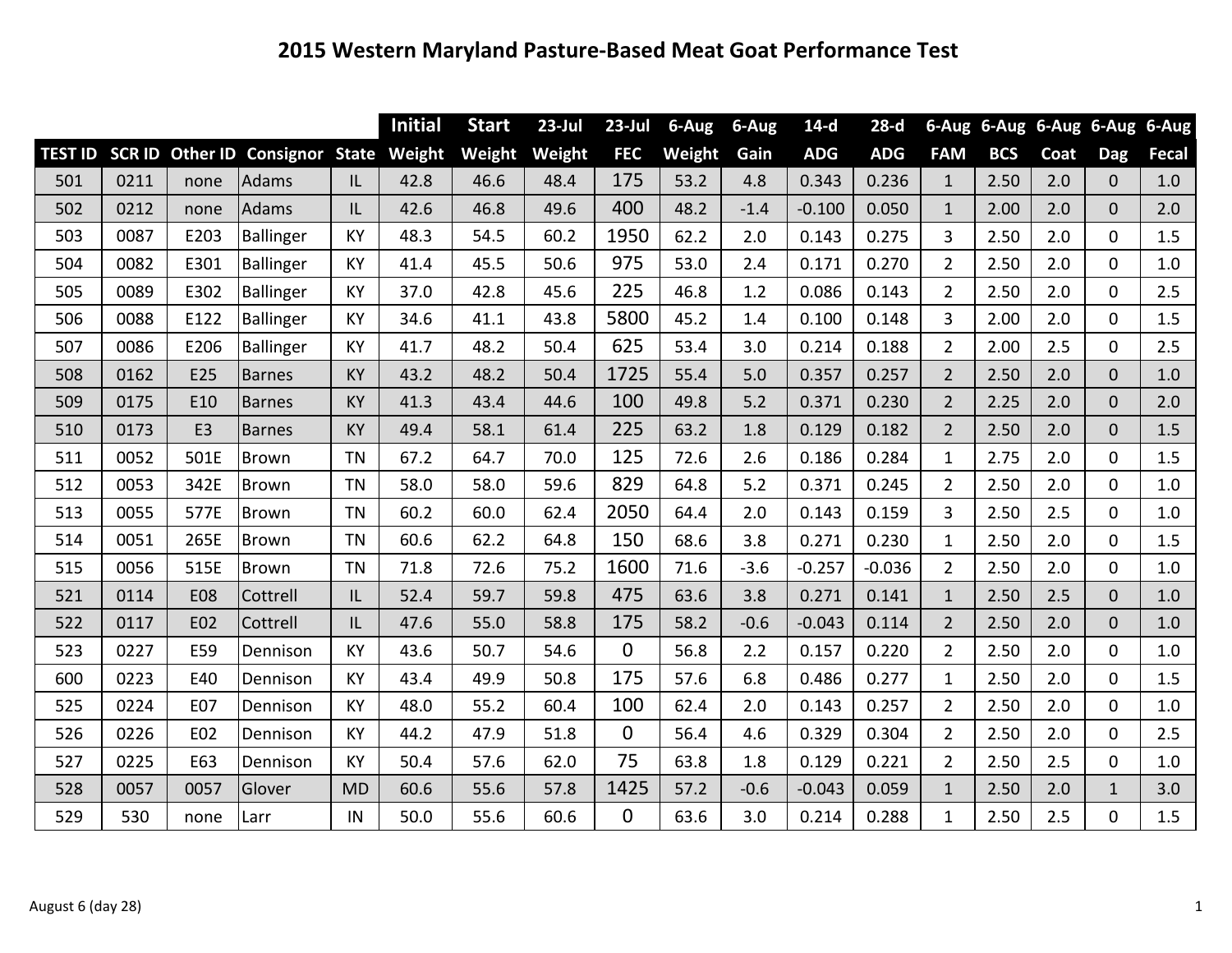# 2015 Western Maryland Pasture-Based Meat Goat Performance Test

| | | | | | Initial | Start | 23-Jul | 23-Jul | 6-Aug | 6-Aug | 14-d | 28-d | 6-Aug | 6-Aug | 6-Aug | 6-Aug | 6-Aug |
|---|---|---|---|---|---|---|---|---|---|---|---|---|---|---|---|---|---|
| TEST ID | SCR ID | Other ID | Consignor | State | Weight | Weight | Weight | FEC | Weight | Gain | ADG | ADG | FAM | BCS | Coat | Dag | Fecal |
| 501 | 0211 | none | Adams | IL | 42.8 | 46.6 | 48.4 | 175 | 53.2 | 4.8 | 0.343 | 0.236 | 1 | 2.50 | 2.0 | 0 | 1.0 |
| 502 | 0212 | none | Adams | IL | 42.6 | 46.8 | 49.6 | 400 | 48.2 | -1.4 | -0.100 | 0.050 | 1 | 2.00 | 2.0 | 0 | 2.0 |
| 503 | 0087 | E203 | Ballinger | KY | 48.3 | 54.5 | 60.2 | 1950 | 62.2 | 2.0 | 0.143 | 0.275 | 3 | 2.50 | 2.0 | 0 | 1.5 |
| 504 | 0082 | E301 | Ballinger | KY | 41.4 | 45.5 | 50.6 | 975 | 53.0 | 2.4 | 0.171 | 0.270 | 2 | 2.50 | 2.0 | 0 | 1.0 |
| 505 | 0089 | E302 | Ballinger | KY | 37.0 | 42.8 | 45.6 | 225 | 46.8 | 1.2 | 0.086 | 0.143 | 2 | 2.50 | 2.0 | 0 | 2.5 |
| 506 | 0088 | E122 | Ballinger | KY | 34.6 | 41.1 | 43.8 | 5800 | 45.2 | 1.4 | 0.100 | 0.148 | 3 | 2.00 | 2.0 | 0 | 1.5 |
| 507 | 0086 | E206 | Ballinger | KY | 41.7 | 48.2 | 50.4 | 625 | 53.4 | 3.0 | 0.214 | 0.188 | 2 | 2.00 | 2.5 | 0 | 2.5 |
| 508 | 0162 | E25 | Barnes | KY | 43.2 | 48.2 | 50.4 | 1725 | 55.4 | 5.0 | 0.357 | 0.257 | 2 | 2.50 | 2.0 | 0 | 1.0 |
| 509 | 0175 | E10 | Barnes | KY | 41.3 | 43.4 | 44.6 | 100 | 49.8 | 5.2 | 0.371 | 0.230 | 2 | 2.25 | 2.0 | 0 | 2.0 |
| 510 | 0173 | E3 | Barnes | KY | 49.4 | 58.1 | 61.4 | 225 | 63.2 | 1.8 | 0.129 | 0.182 | 2 | 2.50 | 2.0 | 0 | 1.5 |
| 511 | 0052 | 501E | Brown | TN | 67.2 | 64.7 | 70.0 | 125 | 72.6 | 2.6 | 0.186 | 0.284 | 1 | 2.75 | 2.0 | 0 | 1.5 |
| 512 | 0053 | 342E | Brown | TN | 58.0 | 58.0 | 59.6 | 829 | 64.8 | 5.2 | 0.371 | 0.245 | 2 | 2.50 | 2.0 | 0 | 1.0 |
| 513 | 0055 | 577E | Brown | TN | 60.2 | 60.0 | 62.4 | 2050 | 64.4 | 2.0 | 0.143 | 0.159 | 3 | 2.50 | 2.5 | 0 | 1.0 |
| 514 | 0051 | 265E | Brown | TN | 60.6 | 62.2 | 64.8 | 150 | 68.6 | 3.8 | 0.271 | 0.230 | 1 | 2.50 | 2.0 | 0 | 1.5 |
| 515 | 0056 | 515E | Brown | TN | 71.8 | 72.6 | 75.2 | 1600 | 71.6 | -3.6 | -0.257 | -0.036 | 2 | 2.50 | 2.0 | 0 | 1.0 |
| 521 | 0114 | E08 | Cottrell | IL | 52.4 | 59.7 | 59.8 | 475 | 63.6 | 3.8 | 0.271 | 0.141 | 1 | 2.50 | 2.5 | 0 | 1.0 |
| 522 | 0117 | E02 | Cottrell | IL | 47.6 | 55.0 | 58.8 | 175 | 58.2 | -0.6 | -0.043 | 0.114 | 2 | 2.50 | 2.0 | 0 | 1.0 |
| 523 | 0227 | E59 | Dennison | KY | 43.6 | 50.7 | 54.6 | 0 | 56.8 | 2.2 | 0.157 | 0.220 | 2 | 2.50 | 2.0 | 0 | 1.0 |
| 600 | 0223 | E40 | Dennison | KY | 43.4 | 49.9 | 50.8 | 175 | 57.6 | 6.8 | 0.486 | 0.277 | 1 | 2.50 | 2.0 | 0 | 1.5 |
| 525 | 0224 | E07 | Dennison | KY | 48.0 | 55.2 | 60.4 | 100 | 62.4 | 2.0 | 0.143 | 0.257 | 2 | 2.50 | 2.0 | 0 | 1.0 |
| 526 | 0226 | E02 | Dennison | KY | 44.2 | 47.9 | 51.8 | 0 | 56.4 | 4.6 | 0.329 | 0.304 | 2 | 2.50 | 2.0 | 0 | 2.5 |
| 527 | 0225 | E63 | Dennison | KY | 50.4 | 57.6 | 62.0 | 75 | 63.8 | 1.8 | 0.129 | 0.221 | 2 | 2.50 | 2.5 | 0 | 1.0 |
| 528 | 0057 | 0057 | Glover | MD | 60.6 | 55.6 | 57.8 | 1425 | 57.2 | -0.6 | -0.043 | 0.059 | 1 | 2.50 | 2.0 | 1 | 3.0 |
| 529 | 530 | none | Larr | IN | 50.0 | 55.6 | 60.6 | 0 | 63.6 | 3.0 | 0.214 | 0.288 | 1 | 2.50 | 2.5 | 0 | 1.5 |

August 6 (day 28)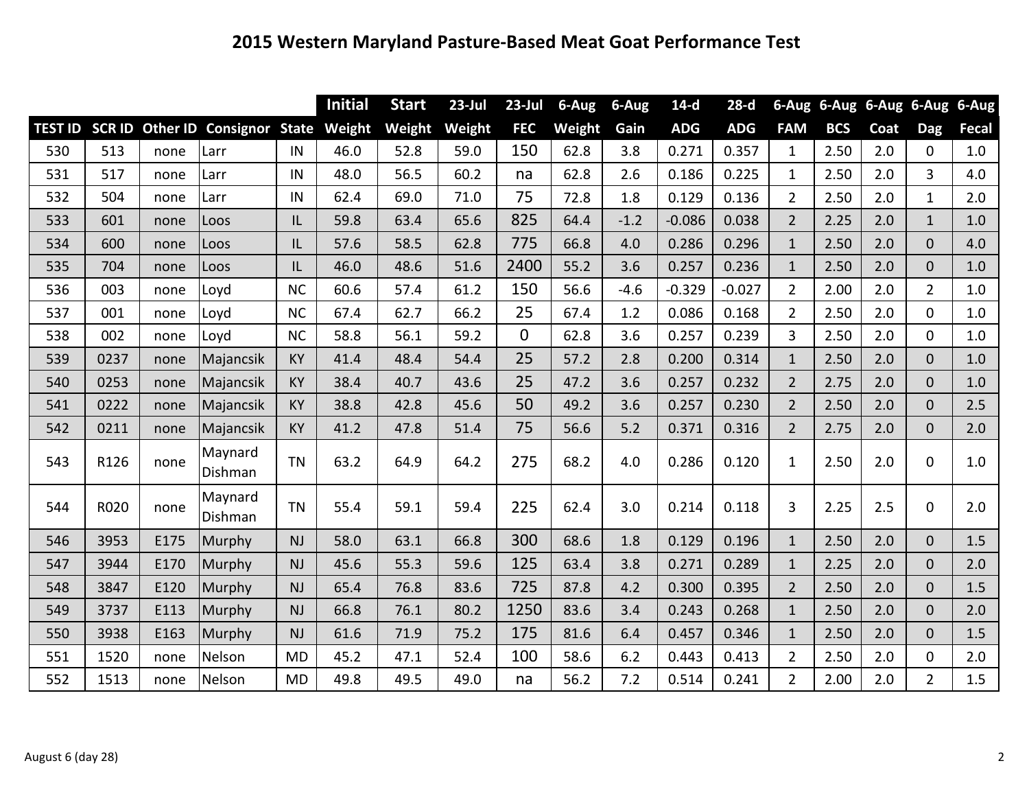# 2015 Western Maryland Pasture-Based Meat Goat Performance Test

| | | | | | Initial | Start | 23-Jul | 23-Jul | 6-Aug | 6-Aug | 14-d | 28-d | 6-Aug | 6-Aug | 6-Aug | 6-Aug | 6-Aug |
|---|---|---|---|---|---|---|---|---|---|---|---|---|---|---|---|---|---|
| TEST ID | SCR ID | Other ID | Consignor | State | Weight | Weight | Weight | FEC | Weight | Gain | ADG | ADG | FAM | BCS | Coat | Dag | Fecal |
| 530 | 513 | none | Larr | IN | 46.0 | 52.8 | 59.0 | 150 | 62.8 | 3.8 | 0.271 | 0.357 | 1 | 2.50 | 2.0 | 0 | 1.0 |
| 531 | 517 | none | Larr | IN | 48.0 | 56.5 | 60.2 | na | 62.8 | 2.6 | 0.186 | 0.225 | 1 | 2.50 | 2.0 | 3 | 4.0 |
| 532 | 504 | none | Larr | IN | 62.4 | 69.0 | 71.0 | 75 | 72.8 | 1.8 | 0.129 | 0.136 | 2 | 2.50 | 2.0 | 1 | 2.0 |
| 533 | 601 | none | Loos | IL | 59.8 | 63.4 | 65.6 | 825 | 64.4 | -1.2 | -0.086 | 0.038 | 2 | 2.25 | 2.0 | 1 | 1.0 |
| 534 | 600 | none | Loos | IL | 57.6 | 58.5 | 62.8 | 775 | 66.8 | 4.0 | 0.286 | 0.296 | 1 | 2.50 | 2.0 | 0 | 4.0 |
| 535 | 704 | none | Loos | IL | 46.0 | 48.6 | 51.6 | 2400 | 55.2 | 3.6 | 0.257 | 0.236 | 1 | 2.50 | 2.0 | 0 | 1.0 |
| 536 | 003 | none | Loyd | NC | 60.6 | 57.4 | 61.2 | 150 | 56.6 | -4.6 | -0.329 | -0.027 | 2 | 2.00 | 2.0 | 2 | 1.0 |
| 537 | 001 | none | Loyd | NC | 67.4 | 62.7 | 66.2 | 25 | 67.4 | 1.2 | 0.086 | 0.168 | 2 | 2.50 | 2.0 | 0 | 1.0 |
| 538 | 002 | none | Loyd | NC | 58.8 | 56.1 | 59.2 | 0 | 62.8 | 3.6 | 0.257 | 0.239 | 3 | 2.50 | 2.0 | 0 | 1.0 |
| 539 | 0237 | none | Majancsik | KY | 41.4 | 48.4 | 54.4 | 25 | 57.2 | 2.8 | 0.200 | 0.314 | 1 | 2.50 | 2.0 | 0 | 1.0 |
| 540 | 0253 | none | Majancsik | KY | 38.4 | 40.7 | 43.6 | 25 | 47.2 | 3.6 | 0.257 | 0.232 | 2 | 2.75 | 2.0 | 0 | 1.0 |
| 541 | 0222 | none | Majancsik | KY | 38.8 | 42.8 | 45.6 | 50 | 49.2 | 3.6 | 0.257 | 0.230 | 2 | 2.50 | 2.0 | 0 | 2.5 |
| 542 | 0211 | none | Majancsik | KY | 41.2 | 47.8 | 51.4 | 75 | 56.6 | 5.2 | 0.371 | 0.316 | 2 | 2.75 | 2.0 | 0 | 2.0 |
| 543 | R126 | none | Maynard Dishman | TN | 63.2 | 64.9 | 64.2 | 275 | 68.2 | 4.0 | 0.286 | 0.120 | 1 | 2.50 | 2.0 | 0 | 1.0 |
| 544 | R020 | none | Maynard Dishman | TN | 55.4 | 59.1 | 59.4 | 225 | 62.4 | 3.0 | 0.214 | 0.118 | 3 | 2.25 | 2.5 | 0 | 2.0 |
| 546 | 3953 | E175 | Murphy | NJ | 58.0 | 63.1 | 66.8 | 300 | 68.6 | 1.8 | 0.129 | 0.196 | 1 | 2.50 | 2.0 | 0 | 1.5 |
| 547 | 3944 | E170 | Murphy | NJ | 45.6 | 55.3 | 59.6 | 125 | 63.4 | 3.8 | 0.271 | 0.289 | 1 | 2.25 | 2.0 | 0 | 2.0 |
| 548 | 3847 | E120 | Murphy | NJ | 65.4 | 76.8 | 83.6 | 725 | 87.8 | 4.2 | 0.300 | 0.395 | 2 | 2.50 | 2.0 | 0 | 1.5 |
| 549 | 3737 | E113 | Murphy | NJ | 66.8 | 76.1 | 80.2 | 1250 | 83.6 | 3.4 | 0.243 | 0.268 | 1 | 2.50 | 2.0 | 0 | 2.0 |
| 550 | 3938 | E163 | Murphy | NJ | 61.6 | 71.9 | 75.2 | 175 | 81.6 | 6.4 | 0.457 | 0.346 | 1 | 2.50 | 2.0 | 0 | 1.5 |
| 551 | 1520 | none | Nelson | MD | 45.2 | 47.1 | 52.4 | 100 | 58.6 | 6.2 | 0.443 | 0.413 | 2 | 2.50 | 2.0 | 0 | 2.0 |
| 552 | 1513 | none | Nelson | MD | 49.8 | 49.5 | 49.0 | na | 56.2 | 7.2 | 0.514 | 0.241 | 2 | 2.00 | 2.0 | 2 | 1.5 |

August 6 (day 28)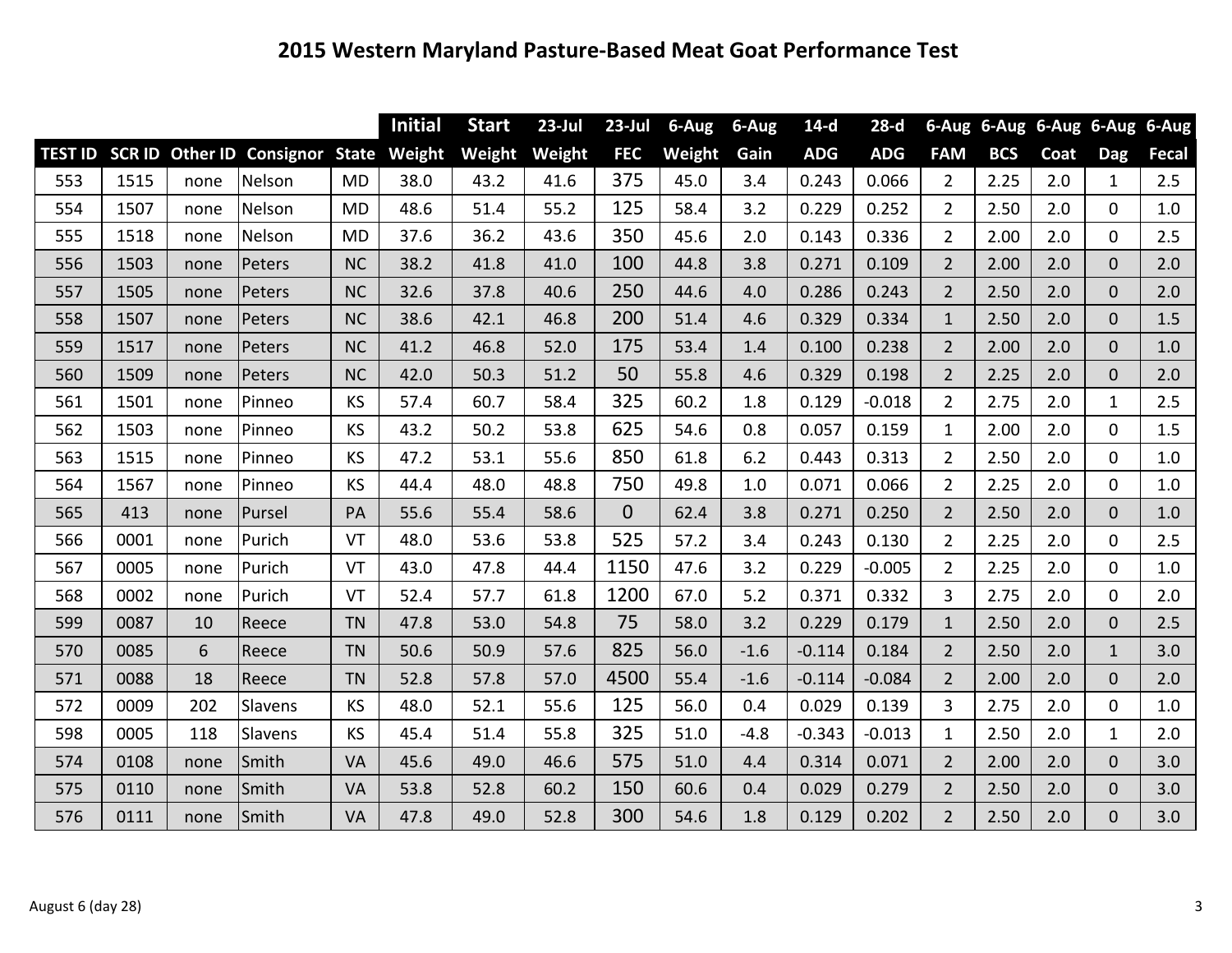# 2015 Western Maryland Pasture-Based Meat Goat Performance Test

| | | | | | Initial | Start | 23-Jul | 23-Jul | 6-Aug | 6-Aug | 14-d | 28-d | 6-Aug | 6-Aug | 6-Aug | 6-Aug | 6-Aug |
|---|---|---|---|---|---|---|---|---|---|---|---|---|---|---|---|---|---|
| TEST ID | SCR ID | Other ID | Consignor | State | Weight | Weight | Weight | FEC | Weight | Gain | ADG | ADG | FAM | BCS | Coat | Dag | Fecal |
| 553 | 1515 | none | Nelson | MD | 38.0 | 43.2 | 41.6 | 375 | 45.0 | 3.4 | 0.243 | 0.066 | 2 | 2.25 | 2.0 | 1 | 2.5 |
| 554 | 1507 | none | Nelson | MD | 48.6 | 51.4 | 55.2 | 125 | 58.4 | 3.2 | 0.229 | 0.252 | 2 | 2.50 | 2.0 | 0 | 1.0 |
| 555 | 1518 | none | Nelson | MD | 37.6 | 36.2 | 43.6 | 350 | 45.6 | 2.0 | 0.143 | 0.336 | 2 | 2.00 | 2.0 | 0 | 2.5 |
| 556 | 1503 | none | Peters | NC | 38.2 | 41.8 | 41.0 | 100 | 44.8 | 3.8 | 0.271 | 0.109 | 2 | 2.00 | 2.0 | 0 | 2.0 |
| 557 | 1505 | none | Peters | NC | 32.6 | 37.8 | 40.6 | 250 | 44.6 | 4.0 | 0.286 | 0.243 | 2 | 2.50 | 2.0 | 0 | 2.0 |
| 558 | 1507 | none | Peters | NC | 38.6 | 42.1 | 46.8 | 200 | 51.4 | 4.6 | 0.329 | 0.334 | 1 | 2.50 | 2.0 | 0 | 1.5 |
| 559 | 1517 | none | Peters | NC | 41.2 | 46.8 | 52.0 | 175 | 53.4 | 1.4 | 0.100 | 0.238 | 2 | 2.00 | 2.0 | 0 | 1.0 |
| 560 | 1509 | none | Peters | NC | 42.0 | 50.3 | 51.2 | 50 | 55.8 | 4.6 | 0.329 | 0.198 | 2 | 2.25 | 2.0 | 0 | 2.0 |
| 561 | 1501 | none | Pinneo | KS | 57.4 | 60.7 | 58.4 | 325 | 60.2 | 1.8 | 0.129 | -0.018 | 2 | 2.75 | 2.0 | 1 | 2.5 |
| 562 | 1503 | none | Pinneo | KS | 43.2 | 50.2 | 53.8 | 625 | 54.6 | 0.8 | 0.057 | 0.159 | 1 | 2.00 | 2.0 | 0 | 1.5 |
| 563 | 1515 | none | Pinneo | KS | 47.2 | 53.1 | 55.6 | 850 | 61.8 | 6.2 | 0.443 | 0.313 | 2 | 2.50 | 2.0 | 0 | 1.0 |
| 564 | 1567 | none | Pinneo | KS | 44.4 | 48.0 | 48.8 | 750 | 49.8 | 1.0 | 0.071 | 0.066 | 2 | 2.25 | 2.0 | 0 | 1.0 |
| 565 | 413 | none | Pursel | PA | 55.6 | 55.4 | 58.6 | 0 | 62.4 | 3.8 | 0.271 | 0.250 | 2 | 2.50 | 2.0 | 0 | 1.0 |
| 566 | 0001 | none | Purich | VT | 48.0 | 53.6 | 53.8 | 525 | 57.2 | 3.4 | 0.243 | 0.130 | 2 | 2.25 | 2.0 | 0 | 2.5 |
| 567 | 0005 | none | Purich | VT | 43.0 | 47.8 | 44.4 | 1150 | 47.6 | 3.2 | 0.229 | -0.005 | 2 | 2.25 | 2.0 | 0 | 1.0 |
| 568 | 0002 | none | Purich | VT | 52.4 | 57.7 | 61.8 | 1200 | 67.0 | 5.2 | 0.371 | 0.332 | 3 | 2.75 | 2.0 | 0 | 2.0 |
| 599 | 0087 | 10 | Reece | TN | 47.8 | 53.0 | 54.8 | 75 | 58.0 | 3.2 | 0.229 | 0.179 | 1 | 2.50 | 2.0 | 0 | 2.5 |
| 570 | 0085 | 6 | Reece | TN | 50.6 | 50.9 | 57.6 | 825 | 56.0 | -1.6 | -0.114 | 0.184 | 2 | 2.50 | 2.0 | 1 | 3.0 |
| 571 | 0088 | 18 | Reece | TN | 52.8 | 57.8 | 57.0 | 4500 | 55.4 | -1.6 | -0.114 | -0.084 | 2 | 2.00 | 2.0 | 0 | 2.0 |
| 572 | 0009 | 202 | Slavens | KS | 48.0 | 52.1 | 55.6 | 125 | 56.0 | 0.4 | 0.029 | 0.139 | 3 | 2.75 | 2.0 | 0 | 1.0 |
| 598 | 0005 | 118 | Slavens | KS | 45.4 | 51.4 | 55.8 | 325 | 51.0 | -4.8 | -0.343 | -0.013 | 1 | 2.50 | 2.0 | 1 | 2.0 |
| 574 | 0108 | none | Smith | VA | 45.6 | 49.0 | 46.6 | 575 | 51.0 | 4.4 | 0.314 | 0.071 | 2 | 2.00 | 2.0 | 0 | 3.0 |
| 575 | 0110 | none | Smith | VA | 53.8 | 52.8 | 60.2 | 150 | 60.6 | 0.4 | 0.029 | 0.279 | 2 | 2.50 | 2.0 | 0 | 3.0 |
| 576 | 0111 | none | Smith | VA | 47.8 | 49.0 | 52.8 | 300 | 54.6 | 1.8 | 0.129 | 0.202 | 2 | 2.50 | 2.0 | 0 | 3.0 |

August 6 (day 28)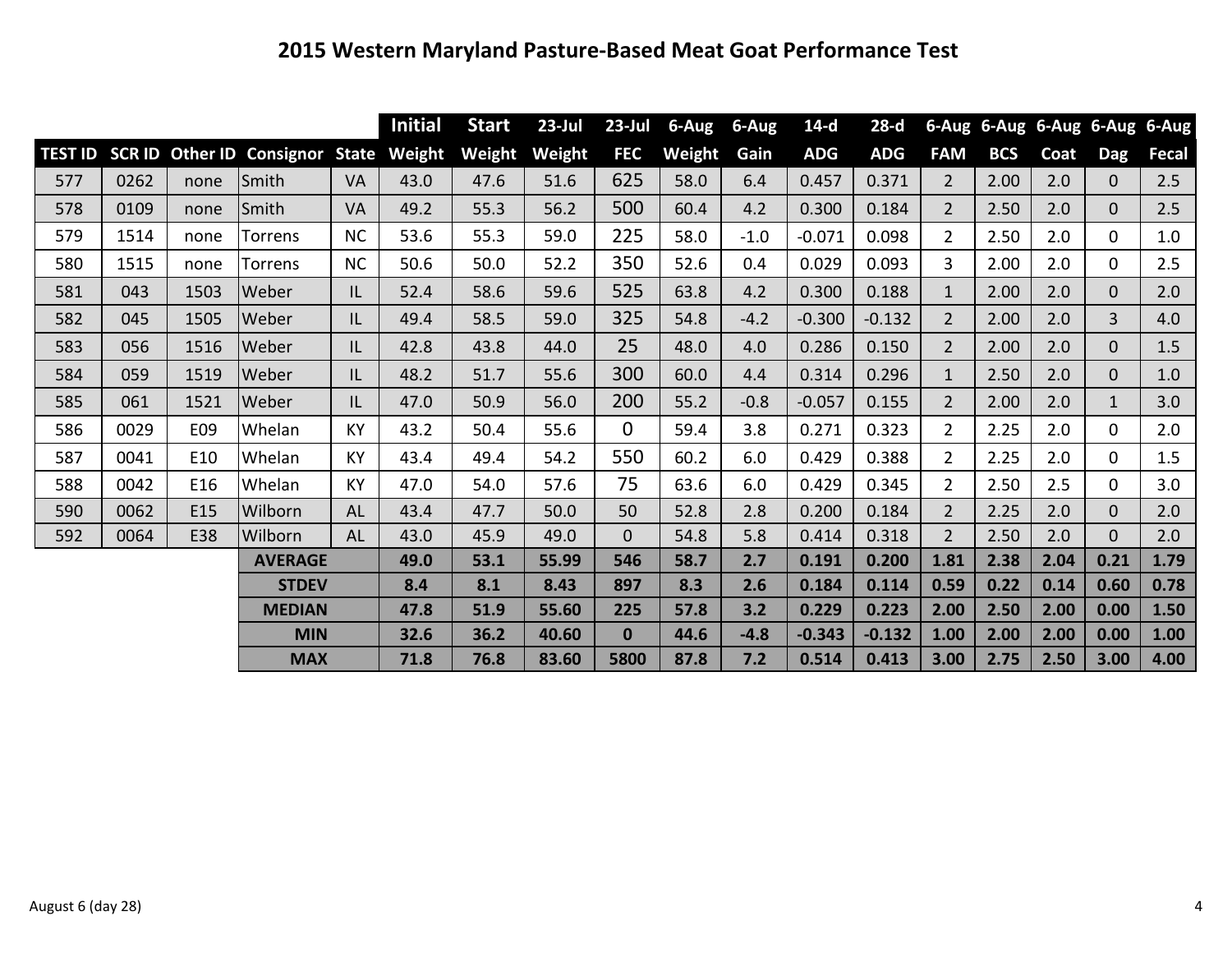# 2015 Western Maryland Pasture-Based Meat Goat Performance Test

| TEST ID | SCR ID | Other ID | Consignor | State | Initial Weight | Start Weight | 23-Jul Weight | 23-Jul FEC | 6-Aug Weight | 6-Aug Gain | 14-d ADG | 28-d ADG | 6-Aug FAM | 6-Aug BCS | 6-Aug Coat | 6-Aug Dag | 6-Aug Fecal |
|---|---|---|---|---|---|---|---|---|---|---|---|---|---|---|---|---|---|
| 577 | 0262 | none | Smith | VA | 43.0 | 47.6 | 51.6 | 625 | 58.0 | 6.4 | 0.457 | 0.371 | 2 | 2.00 | 2.0 | 0 | 2.5 |
| 578 | 0109 | none | Smith | VA | 49.2 | 55.3 | 56.2 | 500 | 60.4 | 4.2 | 0.300 | 0.184 | 2 | 2.50 | 2.0 | 0 | 2.5 |
| 579 | 1514 | none | Torrens | NC | 53.6 | 55.3 | 59.0 | 225 | 58.0 | -1.0 | -0.071 | 0.098 | 2 | 2.50 | 2.0 | 0 | 1.0 |
| 580 | 1515 | none | Torrens | NC | 50.6 | 50.0 | 52.2 | 350 | 52.6 | 0.4 | 0.029 | 0.093 | 3 | 2.00 | 2.0 | 0 | 2.5 |
| 581 | 043 | 1503 | Weber | IL | 52.4 | 58.6 | 59.6 | 525 | 63.8 | 4.2 | 0.300 | 0.188 | 1 | 2.00 | 2.0 | 0 | 2.0 |
| 582 | 045 | 1505 | Weber | IL | 49.4 | 58.5 | 59.0 | 325 | 54.8 | -4.2 | -0.300 | -0.132 | 2 | 2.00 | 2.0 | 3 | 4.0 |
| 583 | 056 | 1516 | Weber | IL | 42.8 | 43.8 | 44.0 | 25 | 48.0 | 4.0 | 0.286 | 0.150 | 2 | 2.00 | 2.0 | 0 | 1.5 |
| 584 | 059 | 1519 | Weber | IL | 48.2 | 51.7 | 55.6 | 300 | 60.0 | 4.4 | 0.314 | 0.296 | 1 | 2.50 | 2.0 | 0 | 1.0 |
| 585 | 061 | 1521 | Weber | IL | 47.0 | 50.9 | 56.0 | 200 | 55.2 | -0.8 | -0.057 | 0.155 | 2 | 2.00 | 2.0 | 1 | 3.0 |
| 586 | 0029 | E09 | Whelan | KY | 43.2 | 50.4 | 55.6 | 0 | 59.4 | 3.8 | 0.271 | 0.323 | 2 | 2.25 | 2.0 | 0 | 2.0 |
| 587 | 0041 | E10 | Whelan | KY | 43.4 | 49.4 | 54.2 | 550 | 60.2 | 6.0 | 0.429 | 0.388 | 2 | 2.25 | 2.0 | 0 | 1.5 |
| 588 | 0042 | E16 | Whelan | KY | 47.0 | 54.0 | 57.6 | 75 | 63.6 | 6.0 | 0.429 | 0.345 | 2 | 2.50 | 2.5 | 0 | 3.0 |
| 590 | 0062 | E15 | Wilborn | AL | 43.4 | 47.7 | 50.0 | 50 | 52.8 | 2.8 | 0.200 | 0.184 | 2 | 2.25 | 2.0 | 0 | 2.0 |
| 592 | 0064 | E38 | Wilborn | AL | 43.0 | 45.9 | 49.0 | 0 | 54.8 | 5.8 | 0.414 | 0.318 | 2 | 2.50 | 2.0 | 0 | 2.0 |
| | | | **AVERAGE** | | **49.0** | **53.1** | **55.99** | **546** | **58.7** | **2.7** | **0.191** | **0.200** | **1.81** | **2.38** | **2.04** | **0.21** | **1.79** |
| | | | **STDEV** | | **8.4** | **8.1** | **8.43** | **897** | **8.3** | **2.6** | **0.184** | **0.114** | **0.59** | **0.22** | **0.14** | **0.60** | **0.78** |
| | | | **MEDIAN** | | **47.8** | **51.9** | **55.60** | **225** | **57.8** | **3.2** | **0.229** | **0.223** | **2.00** | **2.50** | **2.00** | **0.00** | **1.50** |
| | | | **MIN** | | **32.6** | **36.2** | **40.60** | **0** | **44.6** | **-4.8** | **-0.343** | **-0.132** | **1.00** | **2.00** | **2.00** | **0.00** | **1.00** |
| | | | **MAX** | | **71.8** | **76.8** | **83.60** | **5800** | **87.8** | **7.2** | **0.514** | **0.413** | **3.00** | **2.75** | **2.50** | **3.00** | **4.00** |

August 6 (day 28)